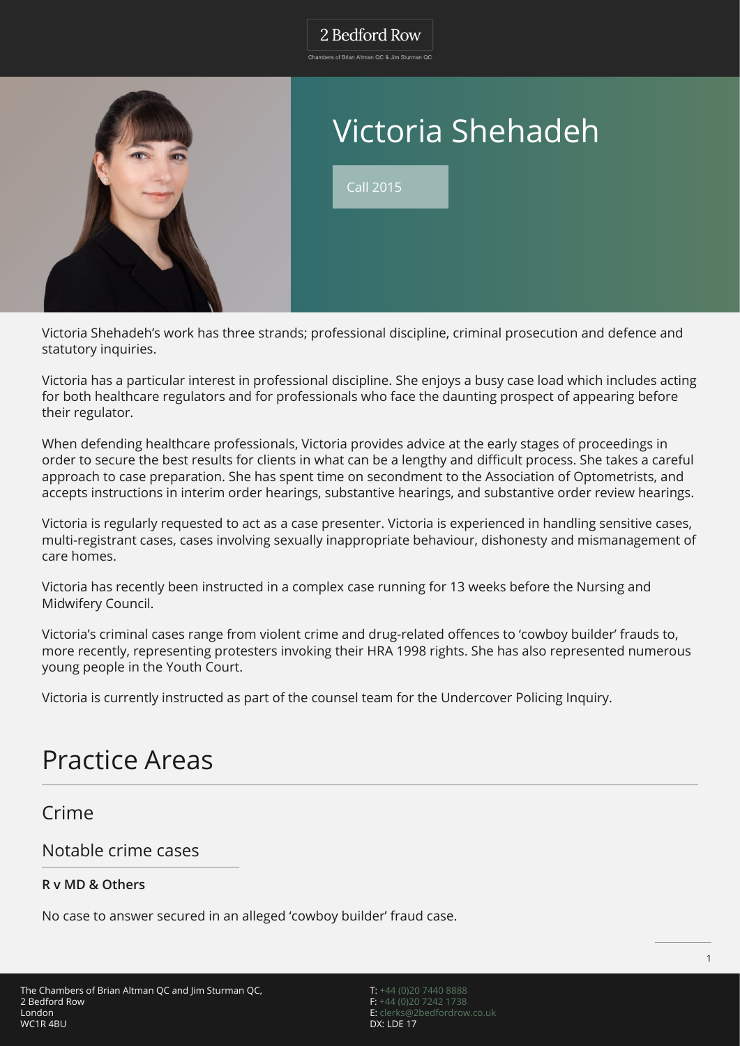# Victoria Shehadeh

Call 2015

Victoria Shehadeh's work has three strands; professional discipline, criminal prosecution and defence and statutory inquiries.

Victoria has a particular interest in professional discipline. She enjoys a busy case load which includes acting for both healthcare regulators and for professionals who face the daunting prospect of appearing before their regulator.

When defending healthcare professionals, Victoria provides advice at the early stages of proceedings in order to secure the best results for clients in what can be a lengthy and difficult process. She takes a careful approach to case preparation. She has spent time on secondment to the Association of Optometrists, and accepts instructions in interim order hearings, substantive hearings, and substantive order review hearings.

Victoria is regularly requested to act as a case presenter. Victoria is experienced in handling sensitive cases, multi-registrant cases, cases involving sexually inappropriate behaviour, dishonesty and mismanagement of care homes.

Victoria has recently been instructed in a complex case running for 13 weeks before the Nursing and Midwifery Council.

Victoria's criminal cases range from violent crime and drug-related offences to 'cowboy builder' frauds to, more recently, representing protesters invoking their HRA 1998 rights. She has also represented numerous young people in the Youth Court.

Victoria is currently instructed as part of the counsel team for the Undercover Policing Inquiry.

# Practice Areas

## Crime

### Notable crime cases

**R v MD & Others**

No case to answer secured in an alleged 'cowboy builder' fraud case.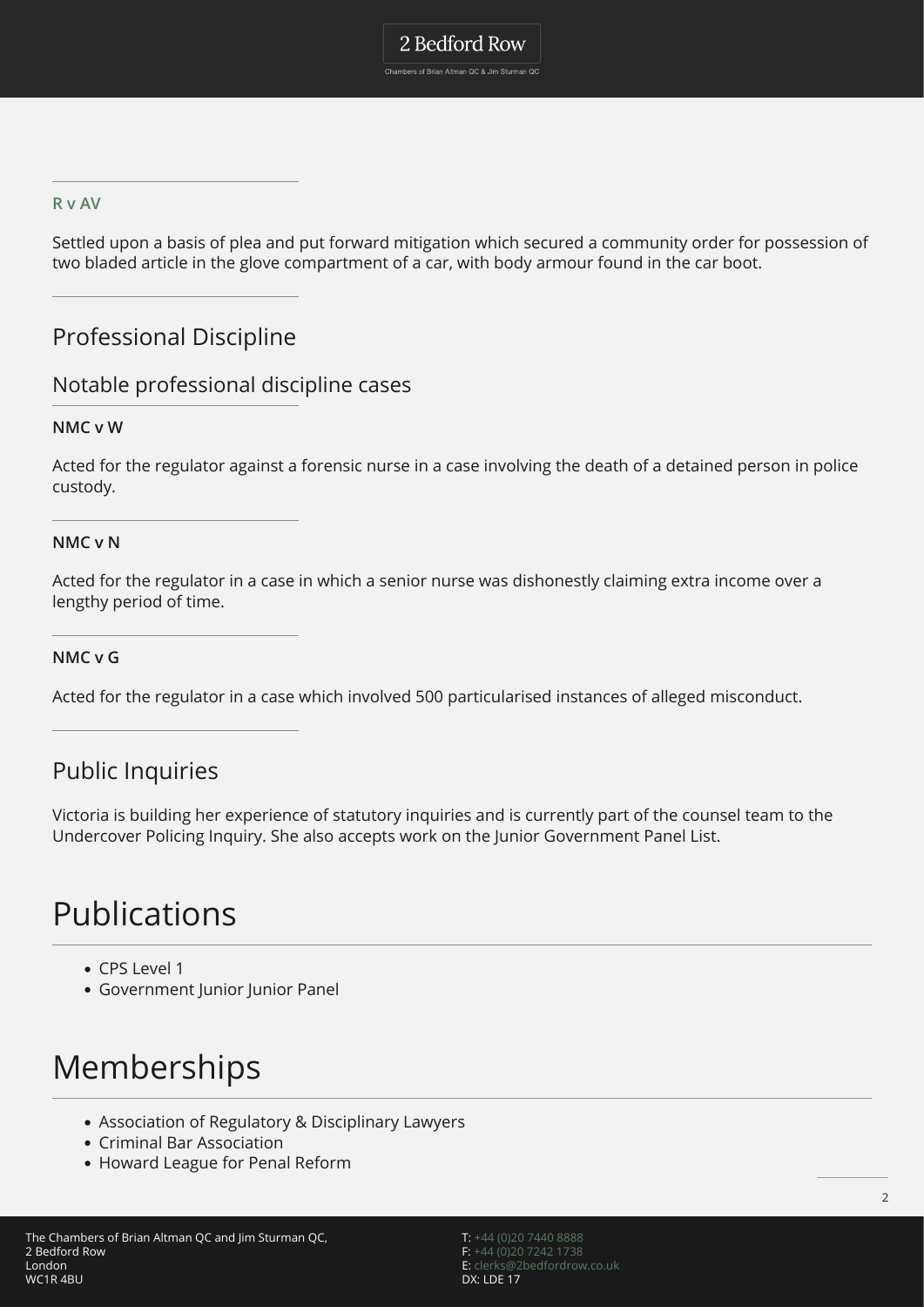### R v AV

Settled upon a basis of plea and put forward mitigation which secured a community order for possession of two bladed article in the glove compartment of a car, with body armour found in the car boot.

## Professional Discipline

## Notable professional discipline cases

### NMC v W

Acted for the regulator against a forensic nurse in a case involving the death of a detained person in police custody.

### NMC v N

Acted for the regulator in a case in which a senior nurse was dishonestly claiming extra income over a lengthy period of time.

### NMC v G

Acted for the regulator in a case which involved 500 particularised instances of alleged misconduct.

## Public Inquiries

Victoria is building her experience of statutory inquiries and is currently part of the counsel team to the Undercover Policing Inquiry. She also accepts work on the Junior Government Panel List.

# Publications

- CPS Level 1
- Government Junior Junior Panel

# Memberships

- Association of Regulatory & Disciplinary Lawyers
- Criminal Bar Association
- Howard League for Penal Reform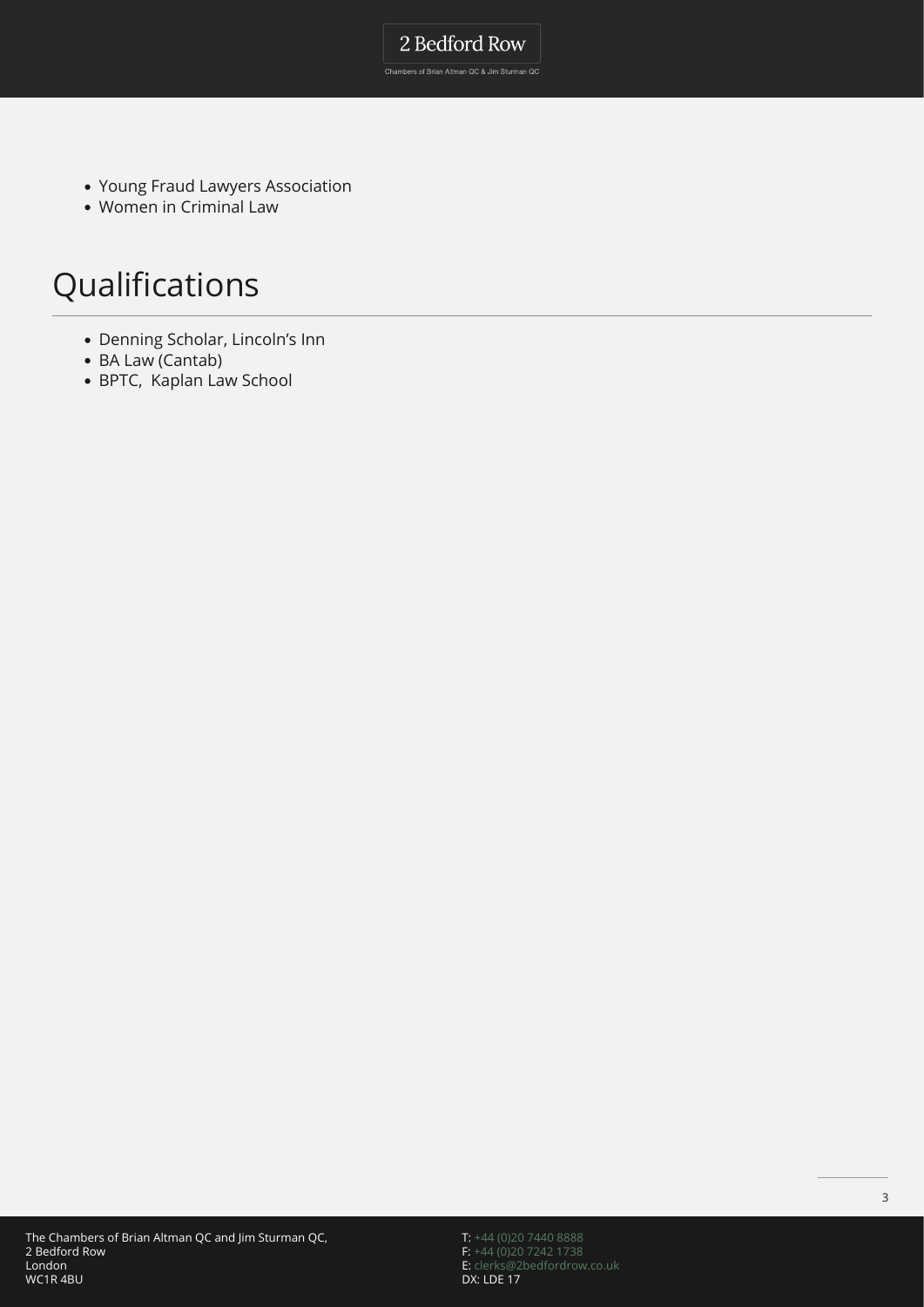- Young Fraud Lawyers Association
- Women in Criminal Law

## Qualifications

- Denning Scholar, Lincoln's Inn
- BA Law (Cantab)
- BPTC, Kaplan Law School